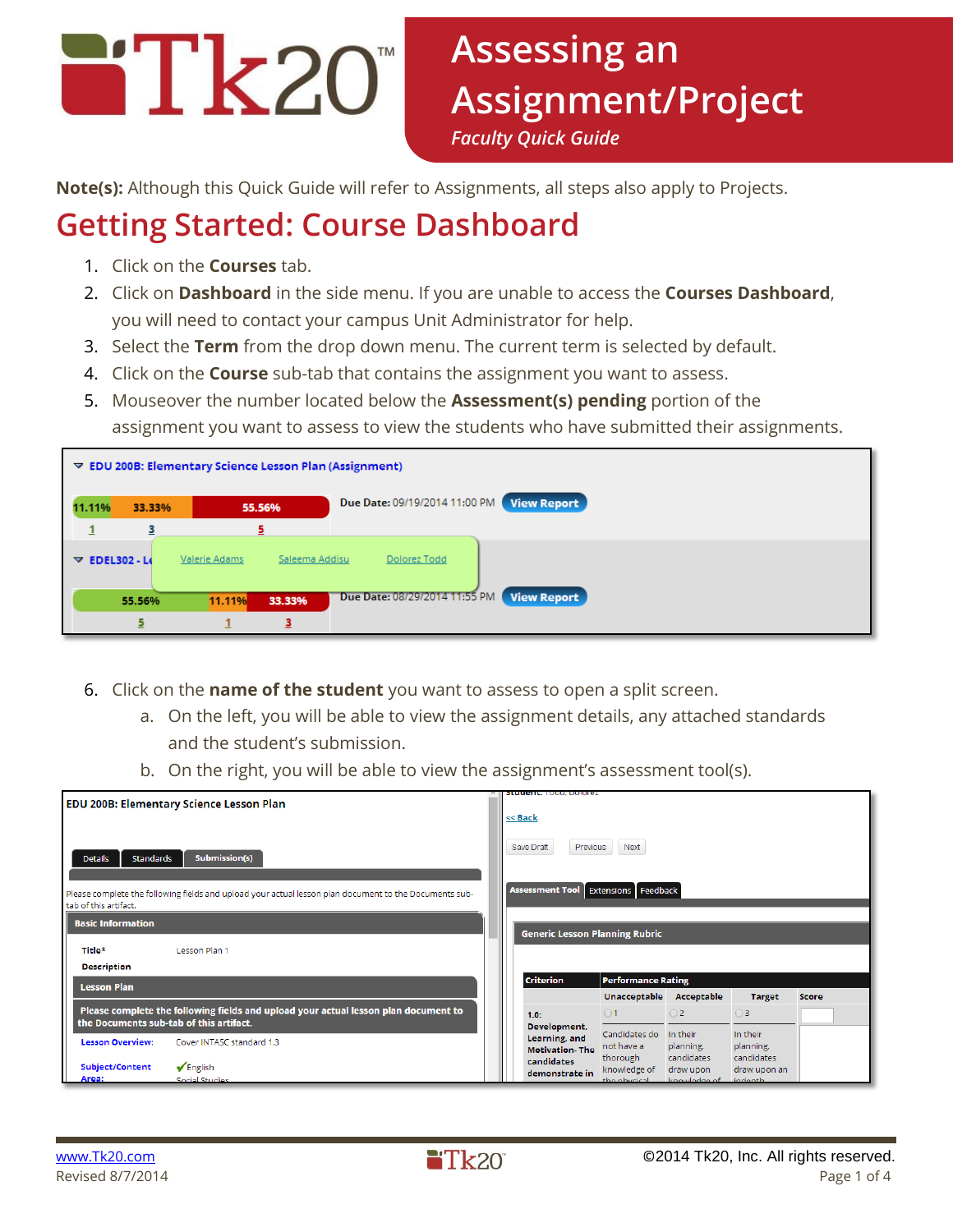# Assessing an Assignment/Project

*Faculty Quick Guide*

**Note(s):** Although this Quick Guide will refer to Assignments, all steps also apply to Projects.

## Getting Started: Course Dashboard

1. Click on the **Courses** tab.
2. Click on **Dashboard** in the side menu. If you are unable to access the **Courses Dashboard**, you will need to contact your campus Unit Administrator for help.
3. Select the **Term** from the drop down menu. The current term is selected by default.
4. Click on the **Course** sub-tab that contains the assignment you want to assess.
5. Mouseover the number located below the **Assessment(s) pending** portion of the assignment you want to assess to view the students who have submitted their assignments.

6. Click on the **name of the student** you want to assess to open a split screen.
   a. On the left, you will be able to view the assignment details, any attached standards and the student's submission.
   b. On the right, you will be able to view the assignment's assessment tool(s).

www.Tk20.com
Revised 8/7/2014

©2014 Tk20, Inc. All rights reserved.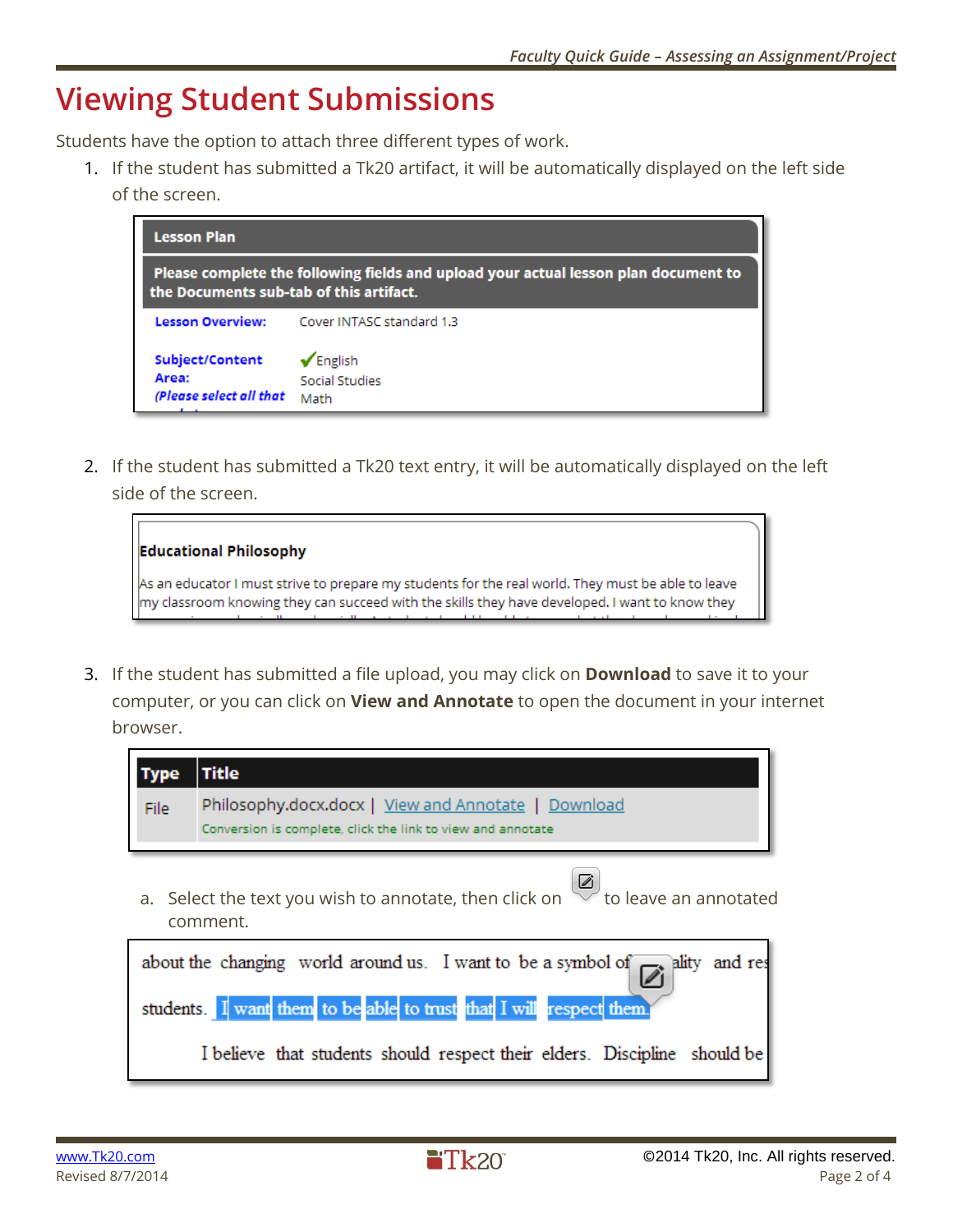# Viewing Student Submissions

Students have the option to attach three different types of work.

1. If the student has submitted a Tk20 artifact, it will be automatically displayed on the left side of the screen.

2. If the student has submitted a Tk20 text entry, it will be automatically displayed on the left side of the screen.

3. If the student has submitted a file upload, you may click on **Download** to save it to your computer, or you can click on **View and Annotate** to open the document in your internet browser.

   a. Select the text you wish to annotate, then click on the annotate icon to leave an annotated comment.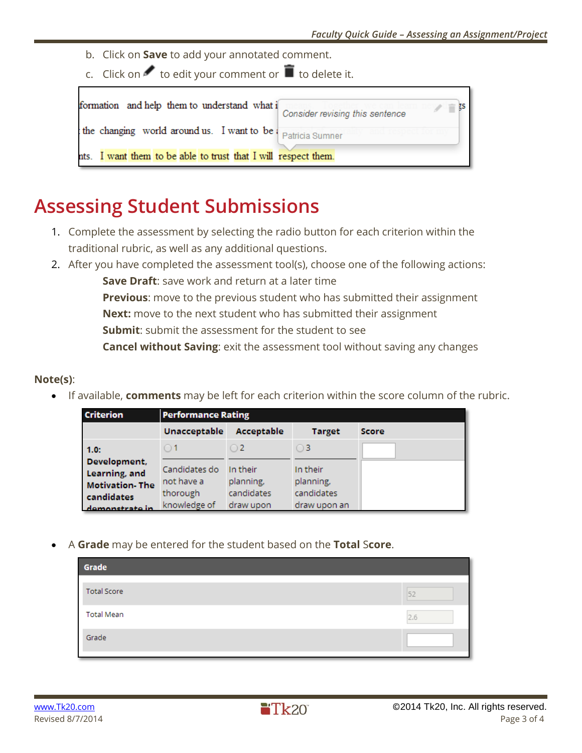b. Click on **Save** to add your annotated comment.

c. Click on ✎ to edit your comment or 🗑 to delete it.

# Assessing Student Submissions

1. Complete the assessment by selecting the radio button for each criterion within the traditional rubric, as well as any additional questions.
2. After you have completed the assessment tool(s), choose one of the following actions:

   **Save Draft**: save work and return at a later time

   **Previous**: move to the previous student who has submitted their assignment

   **Next:** move to the next student who has submitted their assignment

   **Submit**: submit the assessment for the student to see

   **Cancel without Saving**: exit the assessment tool without saving any changes

**Note(s)**:

- If available, **comments** may be left for each criterion within the score column of the rubric.

- A **Grade** may be entered for the student based on the **Total Score**.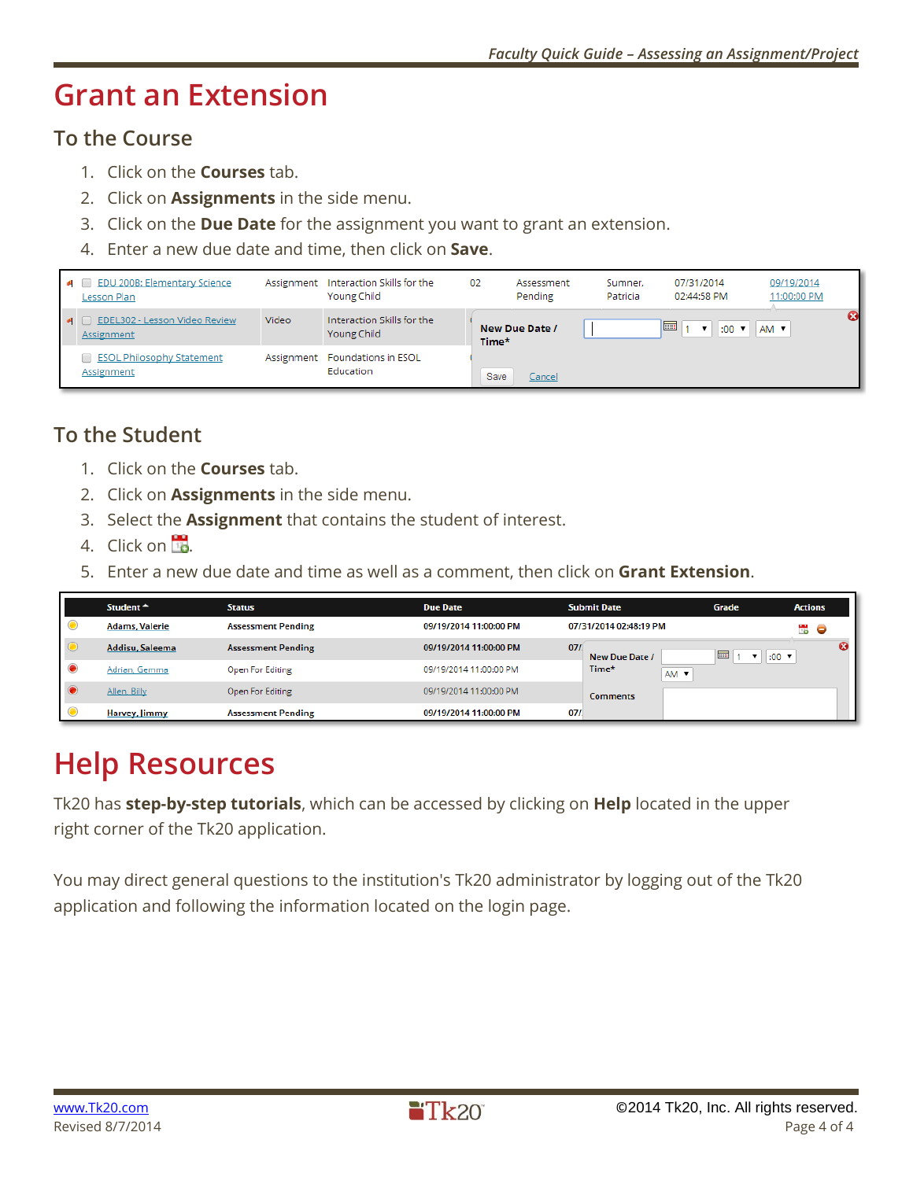# Grant an Extension

## To the Course

1. Click on the **Courses** tab.
2. Click on **Assignments** in the side menu.
3. Click on the **Due Date** for the assignment you want to grant an extension.
4. Enter a new due date and time, then click on **Save**.

## To the Student

1. Click on the **Courses** tab.
2. Click on **Assignments** in the side menu.
3. Select the **Assignment** that contains the student of interest.
4. Click on .
5. Enter a new due date and time as well as a comment, then click on **Grant Extension**.

# Help Resources

Tk20 has **step-by-step tutorials**, which can be accessed by clicking on **Help** located in the upper right corner of the Tk20 application.

You may direct general questions to the institution's Tk20 administrator by logging out of the Tk20 application and following the information located on the login page.

www.Tk20.com
Revised 8/7/2014

©2014 Tk20, Inc. All rights reserved.